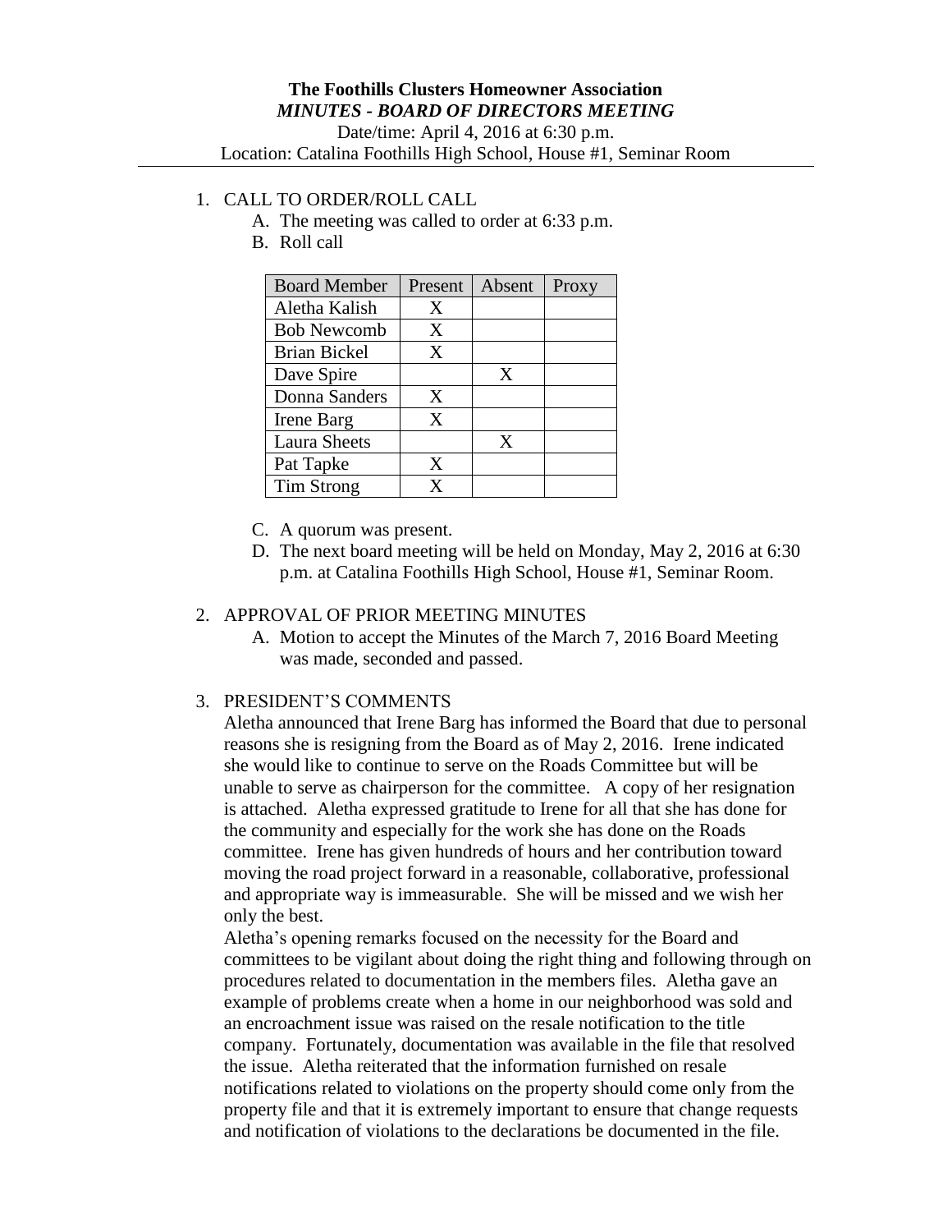**The Foothills Clusters Homeowner Association**

***MINUTES - BOARD OF DIRECTORS MEETING***

Date/time: April 4, 2016 at 6:30 p.m.

Location: Catalina Foothills High School, House #1, Seminar Room

1. CALL TO ORDER/ROLL CALL
   - A. The meeting was called to order at 6:33 p.m.
   - B. Roll call

| Board Member | Present | Absent | Proxy |
|---|---|---|---|
| Aletha Kalish | X | | |
| Bob Newcomb | X | | |
| Brian Bickel | X | | |
| Dave Spire | | X | |
| Donna Sanders | X | | |
| Irene Barg | X | | |
| Laura Sheets | | X | |
| Pat Tapke | X | | |
| Tim Strong | X | | |

   - C. A quorum was present.
   - D. The next board meeting will be held on Monday, May 2, 2016 at 6:30 p.m. at Catalina Foothills High School, House #1, Seminar Room.

2. APPROVAL OF PRIOR MEETING MINUTES
   - A. Motion to accept the Minutes of the March 7, 2016 Board Meeting was made, seconded and passed.

3. PRESIDENT'S COMMENTS

   Aletha announced that Irene Barg has informed the Board that due to personal reasons she is resigning from the Board as of May 2, 2016. Irene indicated she would like to continue to serve on the Roads Committee but will be unable to serve as chairperson for the committee. A copy of her resignation is attached. Aletha expressed gratitude to Irene for all that she has done for the community and especially for the work she has done on the Roads committee. Irene has given hundreds of hours and her contribution toward moving the road project forward in a reasonable, collaborative, professional and appropriate way is immeasurable. She will be missed and we wish her only the best.

   Aletha's opening remarks focused on the necessity for the Board and committees to be vigilant about doing the right thing and following through on procedures related to documentation in the members files. Aletha gave an example of problems create when a home in our neighborhood was sold and an encroachment issue was raised on the resale notification to the title company. Fortunately, documentation was available in the file that resolved the issue. Aletha reiterated that the information furnished on resale notifications related to violations on the property should come only from the property file and that it is extremely important to ensure that change requests and notification of violations to the declarations be documented in the file.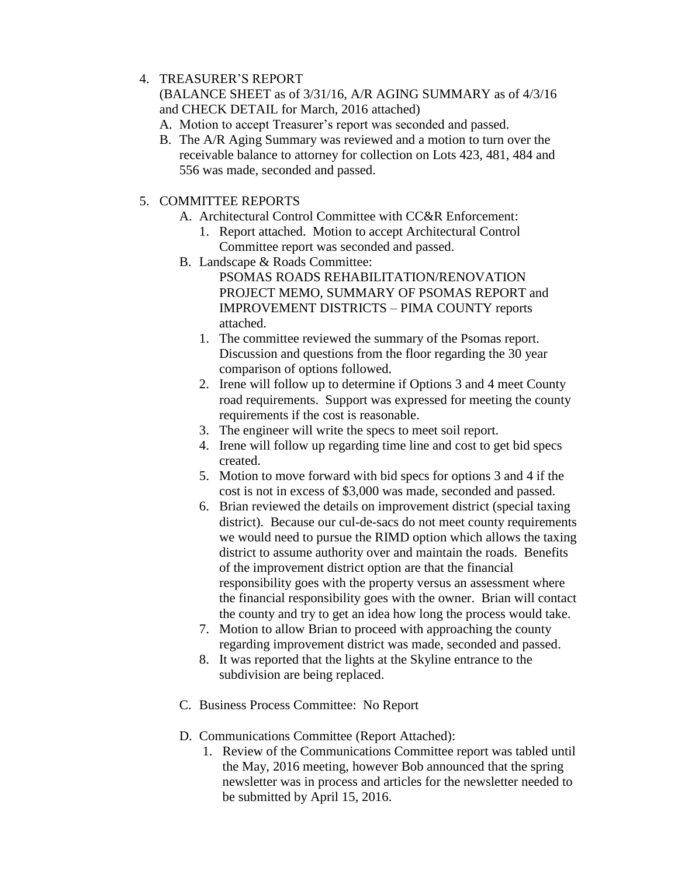4. TREASURER'S REPORT
   (BALANCE SHEET as of 3/31/16, A/R AGING SUMMARY as of 4/3/16 and CHECK DETAIL for March, 2016 attached)
   A. Motion to accept Treasurer's report was seconded and passed.
   B. The A/R Aging Summary was reviewed and a motion to turn over the receivable balance to attorney for collection on Lots 423, 481, 484 and 556 was made, seconded and passed.

5. COMMITTEE REPORTS
   A. Architectural Control Committee with CC&R Enforcement:
      1. Report attached. Motion to accept Architectural Control Committee report was seconded and passed.
   B. Landscape & Roads Committee:
      PSOMAS ROADS REHABILITATION/RENOVATION PROJECT MEMO, SUMMARY OF PSOMAS REPORT and IMPROVEMENT DISTRICTS – PIMA COUNTY reports attached.
      1. The committee reviewed the summary of the Psomas report. Discussion and questions from the floor regarding the 30 year comparison of options followed.
      2. Irene will follow up to determine if Options 3 and 4 meet County road requirements. Support was expressed for meeting the county requirements if the cost is reasonable.
      3. The engineer will write the specs to meet soil report.
      4. Irene will follow up regarding time line and cost to get bid specs created.
      5. Motion to move forward with bid specs for options 3 and 4 if the cost is not in excess of $3,000 was made, seconded and passed.
      6. Brian reviewed the details on improvement district (special taxing district). Because our cul-de-sacs do not meet county requirements we would need to pursue the RIMD option which allows the taxing district to assume authority over and maintain the roads. Benefits of the improvement district option are that the financial responsibility goes with the property versus an assessment where the financial responsibility goes with the owner. Brian will contact the county and try to get an idea how long the process would take.
      7. Motion to allow Brian to proceed with approaching the county regarding improvement district was made, seconded and passed.
      8. It was reported that the lights at the Skyline entrance to the subdivision are being replaced.
   C. Business Process Committee: No Report
   D. Communications Committee (Report Attached):
      1. Review of the Communications Committee report was tabled until the May, 2016 meeting, however Bob announced that the spring newsletter was in process and articles for the newsletter needed to be submitted by April 15, 2016.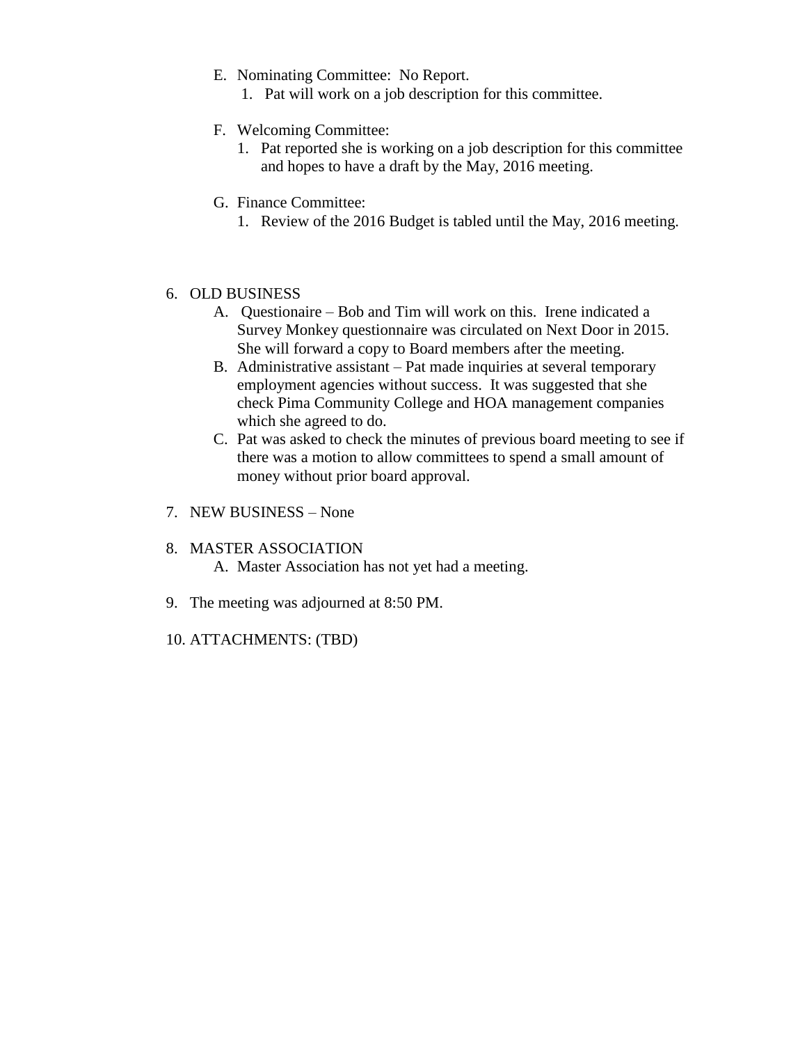E. Nominating Committee: No Report.
   1. Pat will work on a job description for this committee.

F. Welcoming Committee:
   1. Pat reported she is working on a job description for this committee and hopes to have a draft by the May, 2016 meeting.

G. Finance Committee:
   1. Review of the 2016 Budget is tabled until the May, 2016 meeting.

6. OLD BUSINESS
   A. Questionaire – Bob and Tim will work on this. Irene indicated a Survey Monkey questionnaire was circulated on Next Door in 2015. She will forward a copy to Board members after the meeting.
   B. Administrative assistant – Pat made inquiries at several temporary employment agencies without success. It was suggested that she check Pima Community College and HOA management companies which she agreed to do.
   C. Pat was asked to check the minutes of previous board meeting to see if there was a motion to allow committees to spend a small amount of money without prior board approval.

7. NEW BUSINESS – None

8. MASTER ASSOCIATION
   A. Master Association has not yet had a meeting.

9. The meeting was adjourned at 8:50 PM.

10. ATTACHMENTS: (TBD)